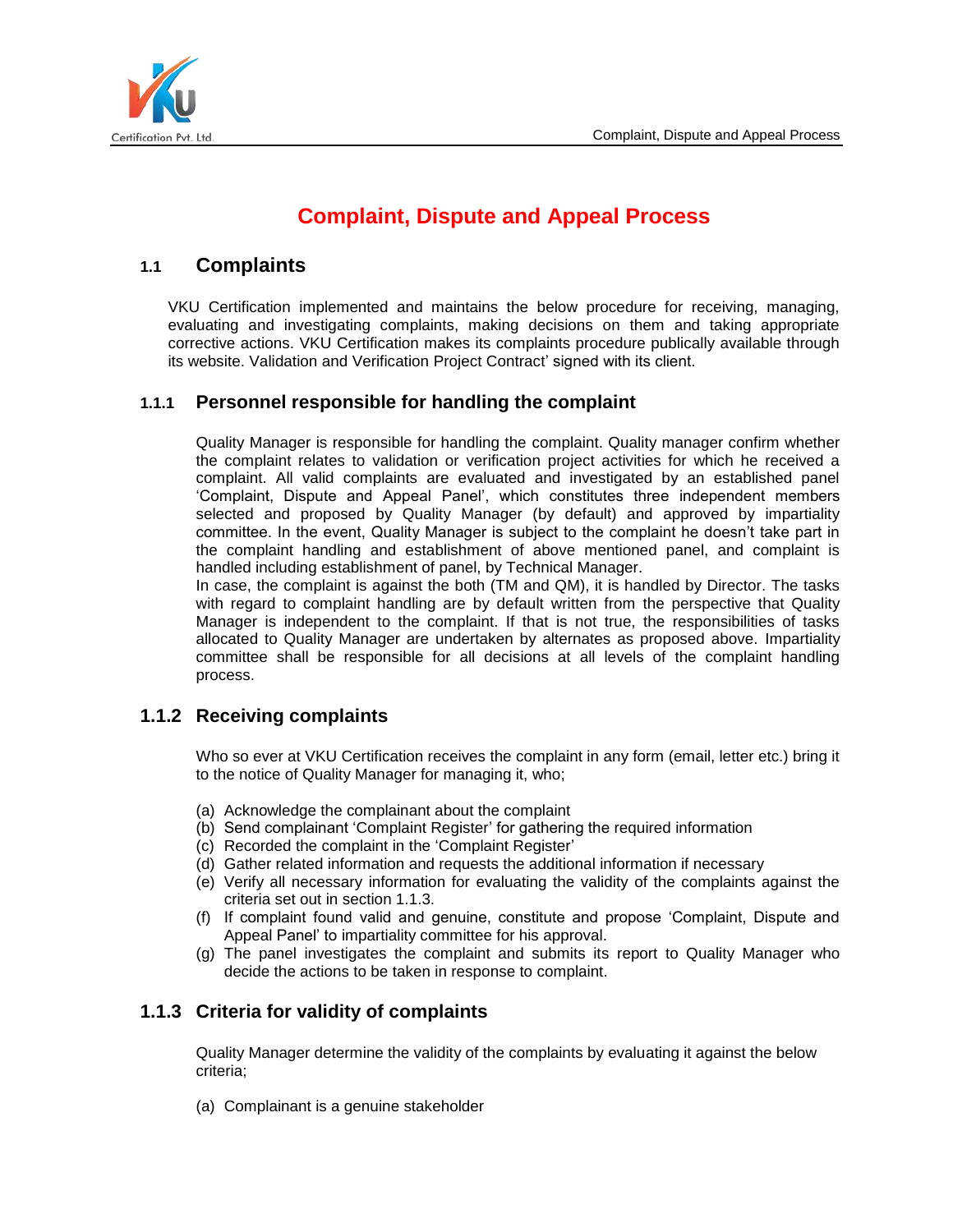# Complaint, Dispute and Appeal Process

## 1.1 Complaints

VKU Certification implemented and maintains the below procedure for receiving, managing, evaluating and investigating complaints, making decisions on them and taking appropriate corrective actions. VKU Certification makes its complaints procedure publically available through its website. Validation and Verification Project Contract' signed with its client.

### 1.1.1 Personnel responsible for handling the complaint

Quality Manager is responsible for handling the complaint. Quality manager confirm whether the complaint relates to validation or verification project activities for which he received a complaint. All valid complaints are evaluated and investigated by an established panel 'Complaint, Dispute and Appeal Panel', which constitutes three independent members selected and proposed by Quality Manager (by default) and approved by impartiality committee. In the event, Quality Manager is subject to the complaint he doesn't take part in the complaint handling and establishment of above mentioned panel, and complaint is handled including establishment of panel, by Technical Manager.

In case, the complaint is against the both (TM and QM), it is handled by Director. The tasks with regard to complaint handling are by default written from the perspective that Quality Manager is independent to the complaint. If that is not true, the responsibilities of tasks allocated to Quality Manager are undertaken by alternates as proposed above. Impartiality committee shall be responsible for all decisions at all levels of the complaint handling process.

### 1.1.2 Receiving complaints

Who so ever at VKU Certification receives the complaint in any form (email, letter etc.) bring it to the notice of Quality Manager for managing it, who;

(a) Acknowledge the complainant about the complaint
(b) Send complainant 'Complaint Register' for gathering the required information
(c) Recorded the complaint in the 'Complaint Register'
(d) Gather related information and requests the additional information if necessary
(e) Verify all necessary information for evaluating the validity of the complaints against the criteria set out in section 1.1.3.
(f) If complaint found valid and genuine, constitute and propose 'Complaint, Dispute and Appeal Panel' to impartiality committee for his approval.
(g) The panel investigates the complaint and submits its report to Quality Manager who decide the actions to be taken in response to complaint.

### 1.1.3 Criteria for validity of complaints

Quality Manager determine the validity of the complaints by evaluating it against the below criteria;

(a) Complainant is a genuine stakeholder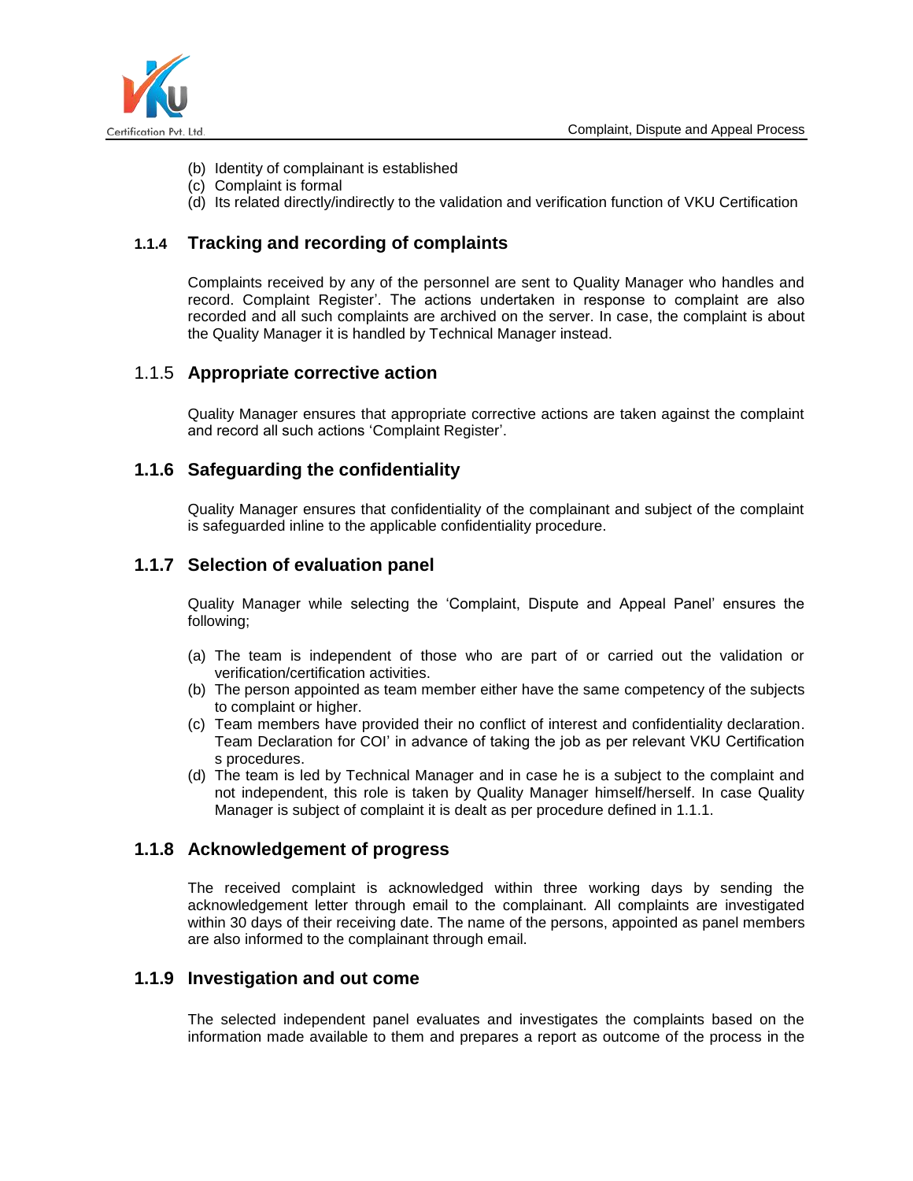(b) Identity of complainant is established
(c) Complaint is formal
(d) Its related directly/indirectly to the validation and verification function of VKU Certification

### 1.1.4 Tracking and recording of complaints

Complaints received by any of the personnel are sent to Quality Manager who handles and record. Complaint Register'. The actions undertaken in response to complaint are also recorded and all such complaints are archived on the server. In case, the complaint is about the Quality Manager it is handled by Technical Manager instead.

### 1.1.5 Appropriate corrective action

Quality Manager ensures that appropriate corrective actions are taken against the complaint and record all such actions 'Complaint Register'.

### 1.1.6 Safeguarding the confidentiality

Quality Manager ensures that confidentiality of the complainant and subject of the complaint is safeguarded inline to the applicable confidentiality procedure.

### 1.1.7 Selection of evaluation panel

Quality Manager while selecting the 'Complaint, Dispute and Appeal Panel' ensures the following;

(a) The team is independent of those who are part of or carried out the validation or verification/certification activities.
(b) The person appointed as team member either have the same competency of the subjects to complaint or higher.
(c) Team members have provided their no conflict of interest and confidentiality declaration. Team Declaration for COI' in advance of taking the job as per relevant VKU Certification s procedures.
(d) The team is led by Technical Manager and in case he is a subject to the complaint and not independent, this role is taken by Quality Manager himself/herself. In case Quality Manager is subject of complaint it is dealt as per procedure defined in 1.1.1.

### 1.1.8 Acknowledgement of progress

The received complaint is acknowledged within three working days by sending the acknowledgement letter through email to the complainant. All complaints are investigated within 30 days of their receiving date. The name of the persons, appointed as panel members are also informed to the complainant through email.

### 1.1.9 Investigation and out come

The selected independent panel evaluates and investigates the complaints based on the information made available to them and prepares a report as outcome of the process in the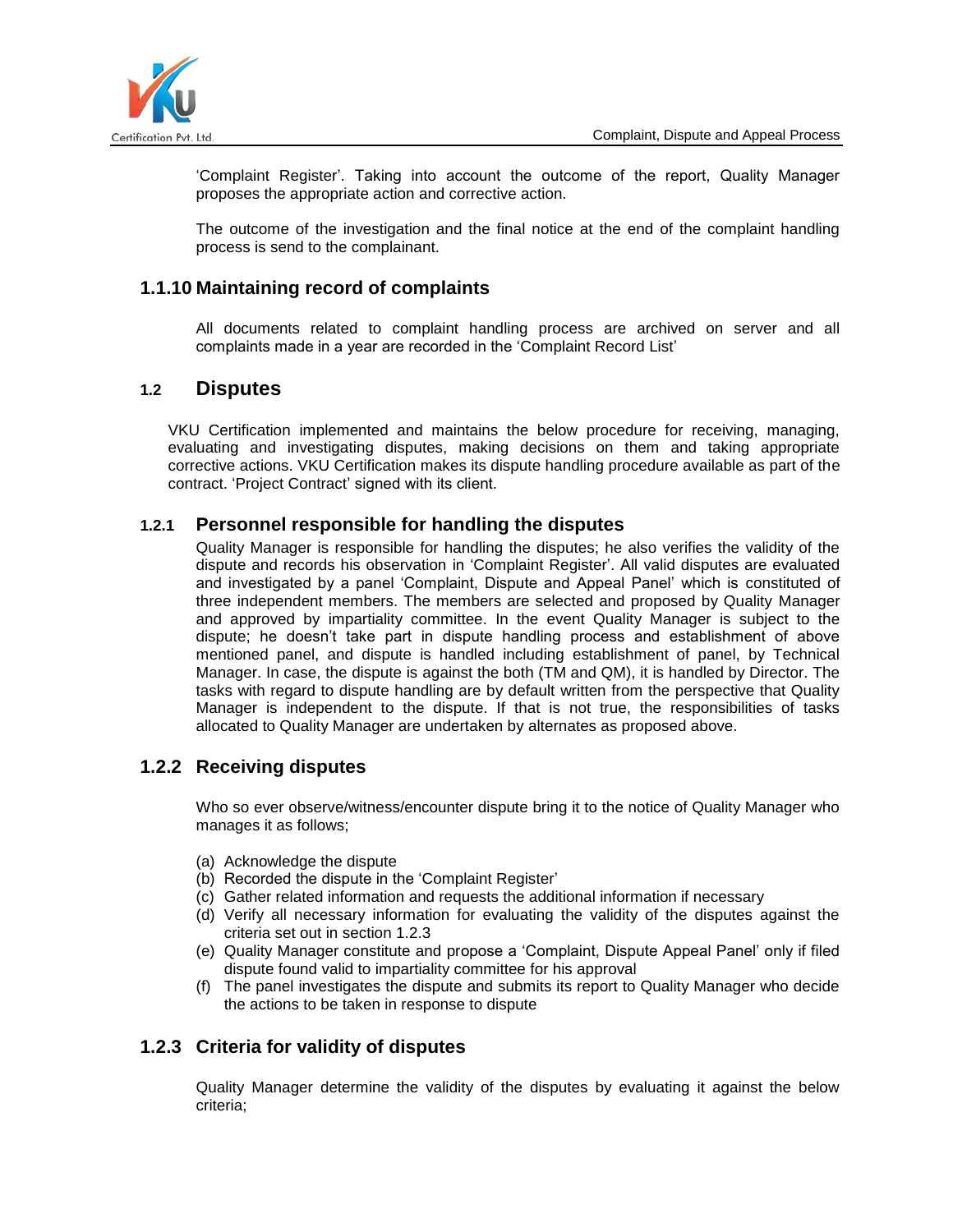'Complaint Register'. Taking into account the outcome of the report, Quality Manager proposes the appropriate action and corrective action.

The outcome of the investigation and the final notice at the end of the complaint handling process is send to the complainant.

### 1.1.10 Maintaining record of complaints

All documents related to complaint handling process are archived on server and all complaints made in a year are recorded in the 'Complaint Record List'

## 1.2 Disputes

VKU Certification implemented and maintains the below procedure for receiving, managing, evaluating and investigating disputes, making decisions on them and taking appropriate corrective actions. VKU Certification makes its dispute handling procedure available as part of the contract. 'Project Contract' signed with its client.

### 1.2.1 Personnel responsible for handling the disputes

Quality Manager is responsible for handling the disputes; he also verifies the validity of the dispute and records his observation in 'Complaint Register'. All valid disputes are evaluated and investigated by a panel 'Complaint, Dispute and Appeal Panel' which is constituted of three independent members. The members are selected and proposed by Quality Manager and approved by impartiality committee. In the event Quality Manager is subject to the dispute; he doesn't take part in dispute handling process and establishment of above mentioned panel, and dispute is handled including establishment of panel, by Technical Manager. In case, the dispute is against the both (TM and QM), it is handled by Director. The tasks with regard to dispute handling are by default written from the perspective that Quality Manager is independent to the dispute. If that is not true, the responsibilities of tasks allocated to Quality Manager are undertaken by alternates as proposed above.

### 1.2.2 Receiving disputes

Who so ever observe/witness/encounter dispute bring it to the notice of Quality Manager who manages it as follows;

(a) Acknowledge the dispute
(b) Recorded the dispute in the 'Complaint Register'
(c) Gather related information and requests the additional information if necessary
(d) Verify all necessary information for evaluating the validity of the disputes against the criteria set out in section 1.2.3
(e) Quality Manager constitute and propose a 'Complaint, Dispute Appeal Panel' only if filed dispute found valid to impartiality committee for his approval
(f) The panel investigates the dispute and submits its report to Quality Manager who decide the actions to be taken in response to dispute

### 1.2.3 Criteria for validity of disputes

Quality Manager determine the validity of the disputes by evaluating it against the below criteria;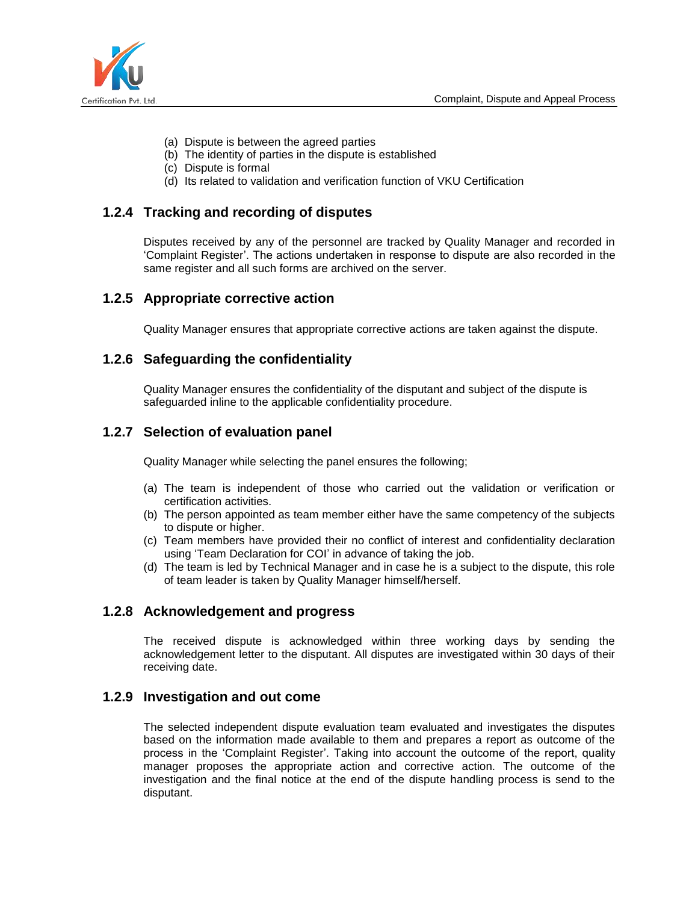(a) Dispute is between the agreed parties
(b) The identity of parties in the dispute is established
(c) Dispute is formal
(d) Its related to validation and verification function of VKU Certification

### 1.2.4 Tracking and recording of disputes

Disputes received by any of the personnel are tracked by Quality Manager and recorded in 'Complaint Register'. The actions undertaken in response to dispute are also recorded in the same register and all such forms are archived on the server.

### 1.2.5 Appropriate corrective action

Quality Manager ensures that appropriate corrective actions are taken against the dispute.

### 1.2.6 Safeguarding the confidentiality

Quality Manager ensures the confidentiality of the disputant and subject of the dispute is safeguarded inline to the applicable confidentiality procedure.

### 1.2.7 Selection of evaluation panel

Quality Manager while selecting the panel ensures the following;

(a) The team is independent of those who carried out the validation or verification or certification activities.
(b) The person appointed as team member either have the same competency of the subjects to dispute or higher.
(c) Team members have provided their no conflict of interest and confidentiality declaration using 'Team Declaration for COI' in advance of taking the job.
(d) The team is led by Technical Manager and in case he is a subject to the dispute, this role of team leader is taken by Quality Manager himself/herself.

### 1.2.8 Acknowledgement and progress

The received dispute is acknowledged within three working days by sending the acknowledgement letter to the disputant. All disputes are investigated within 30 days of their receiving date.

### 1.2.9 Investigation and out come

The selected independent dispute evaluation team evaluated and investigates the disputes based on the information made available to them and prepares a report as outcome of the process in the 'Complaint Register'. Taking into account the outcome of the report, quality manager proposes the appropriate action and corrective action. The outcome of the investigation and the final notice at the end of the dispute handling process is send to the disputant.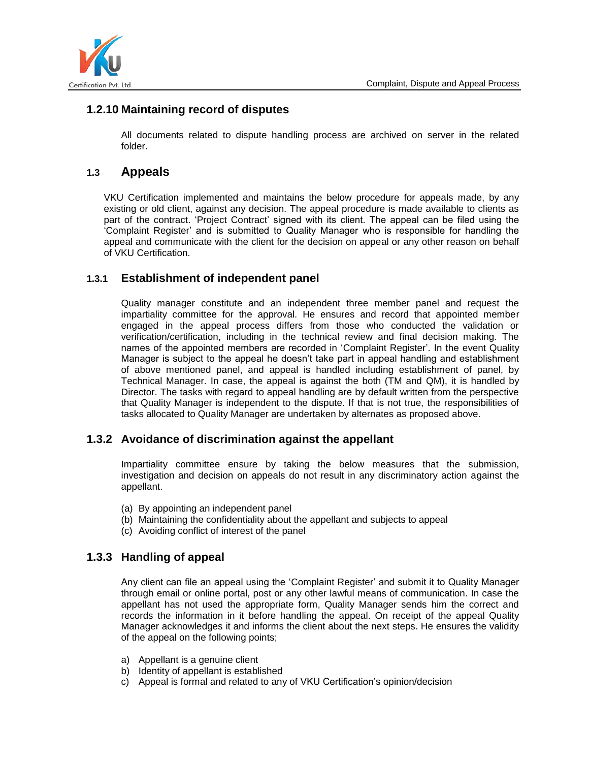### 1.2.10 Maintaining record of disputes

All documents related to dispute handling process are archived on server in the related folder.

## 1.3 Appeals

VKU Certification implemented and maintains the below procedure for appeals made, by any existing or old client, against any decision. The appeal procedure is made available to clients as part of the contract. 'Project Contract' signed with its client. The appeal can be filed using the 'Complaint Register' and is submitted to Quality Manager who is responsible for handling the appeal and communicate with the client for the decision on appeal or any other reason on behalf of VKU Certification.

### 1.3.1 Establishment of independent panel

Quality manager constitute and an independent three member panel and request the impartiality committee for the approval. He ensures and record that appointed member engaged in the appeal process differs from those who conducted the validation or verification/certification, including in the technical review and final decision making. The names of the appointed members are recorded in 'Complaint Register'. In the event Quality Manager is subject to the appeal he doesn't take part in appeal handling and establishment of above mentioned panel, and appeal is handled including establishment of panel, by Technical Manager. In case, the appeal is against the both (TM and QM), it is handled by Director. The tasks with regard to appeal handling are by default written from the perspective that Quality Manager is independent to the dispute. If that is not true, the responsibilities of tasks allocated to Quality Manager are undertaken by alternates as proposed above.

### 1.3.2 Avoidance of discrimination against the appellant

Impartiality committee ensure by taking the below measures that the submission, investigation and decision on appeals do not result in any discriminatory action against the appellant.

(a) By appointing an independent panel
(b) Maintaining the confidentiality about the appellant and subjects to appeal
(c) Avoiding conflict of interest of the panel

### 1.3.3 Handling of appeal

Any client can file an appeal using the 'Complaint Register' and submit it to Quality Manager through email or online portal, post or any other lawful means of communication. In case the appellant has not used the appropriate form, Quality Manager sends him the correct and records the information in it before handling the appeal. On receipt of the appeal Quality Manager acknowledges it and informs the client about the next steps. He ensures the validity of the appeal on the following points;

a) Appellant is a genuine client
b) Identity of appellant is established
c) Appeal is formal and related to any of VKU Certification's opinion/decision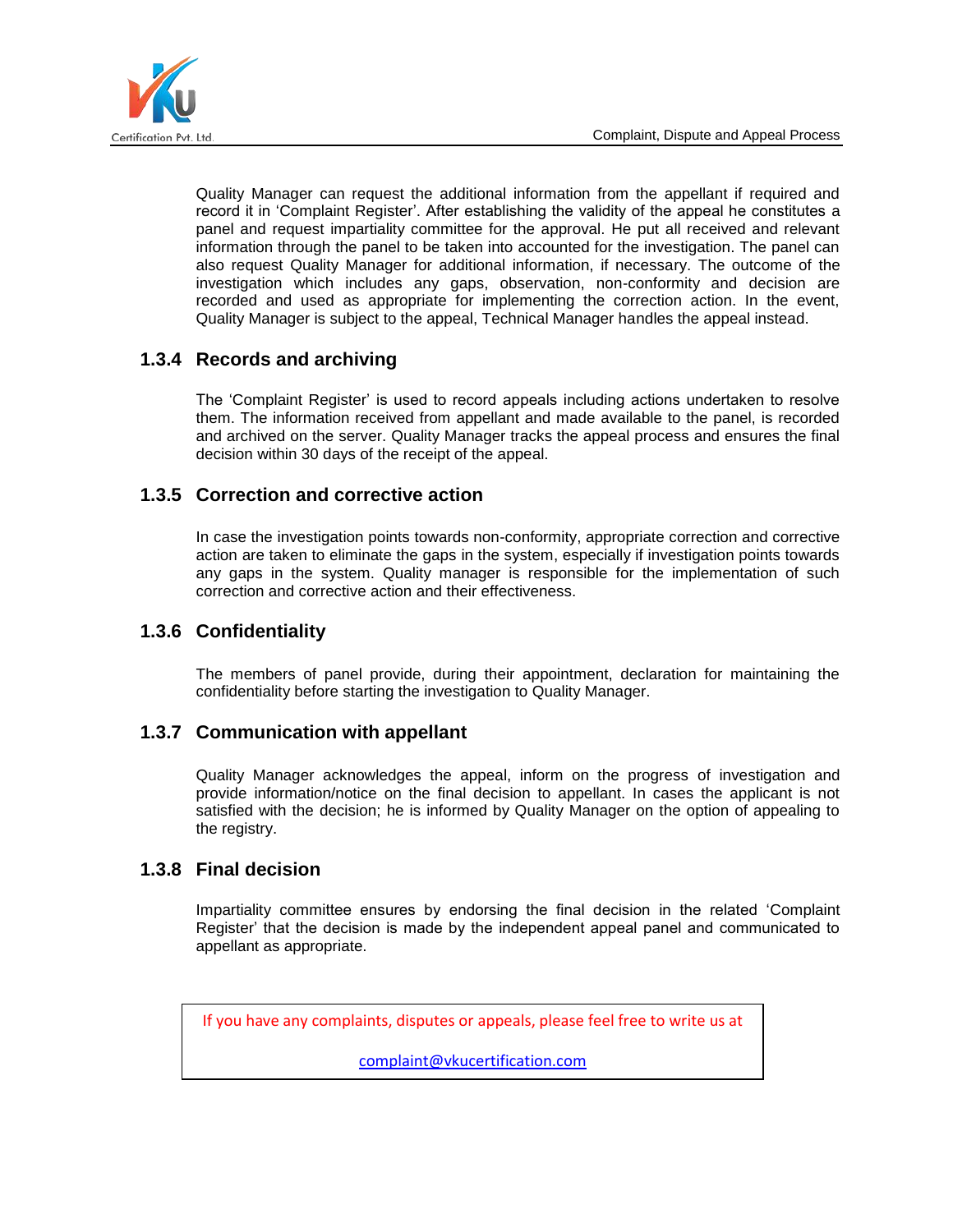Quality Manager can request the additional information from the appellant if required and record it in 'Complaint Register'. After establishing the validity of the appeal he constitutes a panel and request impartiality committee for the approval. He put all received and relevant information through the panel to be taken into accounted for the investigation. The panel can also request Quality Manager for additional information, if necessary. The outcome of the investigation which includes any gaps, observation, non-conformity and decision are recorded and used as appropriate for implementing the correction action. In the event, Quality Manager is subject to the appeal, Technical Manager handles the appeal instead.

### 1.3.4 Records and archiving

The 'Complaint Register' is used to record appeals including actions undertaken to resolve them. The information received from appellant and made available to the panel, is recorded and archived on the server. Quality Manager tracks the appeal process and ensures the final decision within 30 days of the receipt of the appeal.

### 1.3.5 Correction and corrective action

In case the investigation points towards non-conformity, appropriate correction and corrective action are taken to eliminate the gaps in the system, especially if investigation points towards any gaps in the system. Quality manager is responsible for the implementation of such correction and corrective action and their effectiveness.

### 1.3.6 Confidentiality

The members of panel provide, during their appointment, declaration for maintaining the confidentiality before starting the investigation to Quality Manager.

### 1.3.7 Communication with appellant

Quality Manager acknowledges the appeal, inform on the progress of investigation and provide information/notice on the final decision to appellant. In cases the applicant is not satisfied with the decision; he is informed by Quality Manager on the option of appealing to the registry.

### 1.3.8 Final decision

Impartiality committee ensures by endorsing the final decision in the related 'Complaint Register' that the decision is made by the independent appeal panel and communicated to appellant as appropriate.

If you have any complaints, disputes or appeals, please feel free to write us at

complaint@vkucertification.com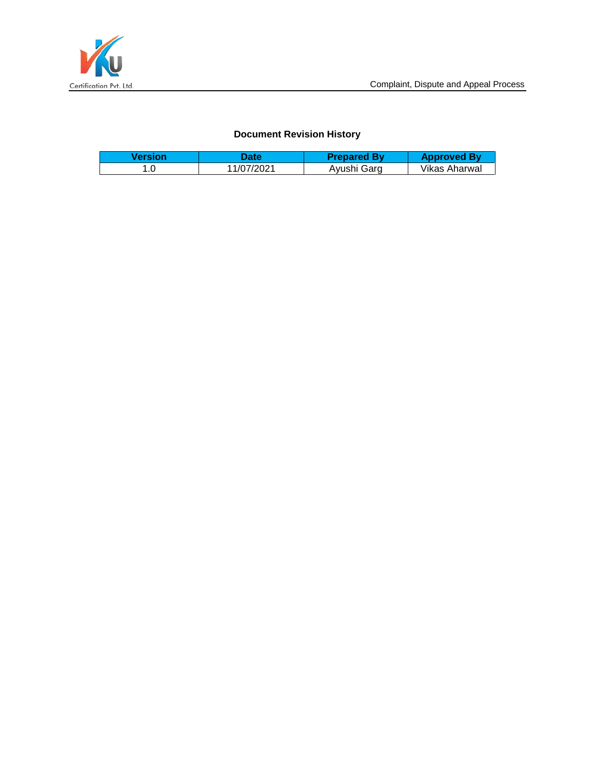**Document Revision History**

| Version | Date | Prepared By | Approved By |
| --- | --- | --- | --- |
| 1.0 | 11/07/2021 | Ayushi Garg | Vikas Aharwal |